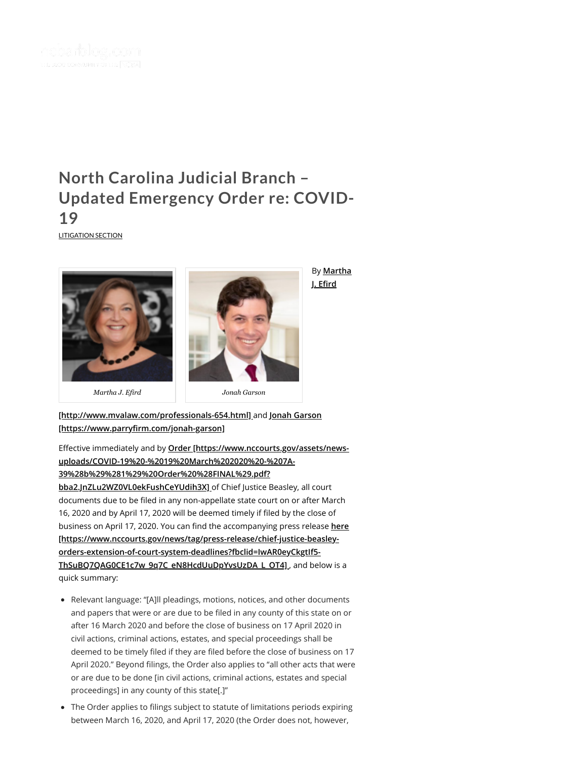# North Carolina Judicial Branch – Updated Emergency Order re: COVID-19

LITIGATION SECTION

*Martha J. Efird*

*Jonah Garson*

By **Martha J. Efird [http://www.mvalaw.com/professionals-654.html]** and **Jonah Garson [https://www.parryfirm.com/jonah-garson]**

Effective immediately and by **Order [https://www.nccourts.gov/assets/news-uploads/COVID-19%20-%2019%20March%202020%20-%207A-39%28b%29%281%29%20Order%20%28FINAL%29.pdf?bba2.JnZLu2WZ0VL0ekFushCeYUdih3X]** of Chief Justice Beasley, all court documents due to be filed in any non-appellate state court on or after March 16, 2020 and by April 17, 2020 will be deemed timely if filed by the close of business on April 17, 2020. You can find the accompanying press release **here [https://www.nccourts.gov/news/tag/press-release/chief-justice-beasley-orders-extension-of-court-system-deadlines?fbclid=IwAR0eyCkgtIf5-ThSuBQ7QAG0CE1c7w_9q7C_eN8HcdUuDpYvsUzDA_L_OT4]**, and below is a quick summary:

- Relevant language: "[A]ll pleadings, motions, notices, and other documents and papers that were or are due to be filed in any county of this state on or after 16 March 2020 and before the close of business on 17 April 2020 in civil actions, criminal actions, estates, and special proceedings shall be deemed to be timely filed if they are filed before the close of business on 17 April 2020." Beyond filings, the Order also applies to "all other acts that were or are due to be done [in civil actions, criminal actions, estates and special proceedings] in any county of this state[.]"
- The Order applies to filings subject to statute of limitations periods expiring between March 16, 2020, and April 17, 2020 (the Order does not, however,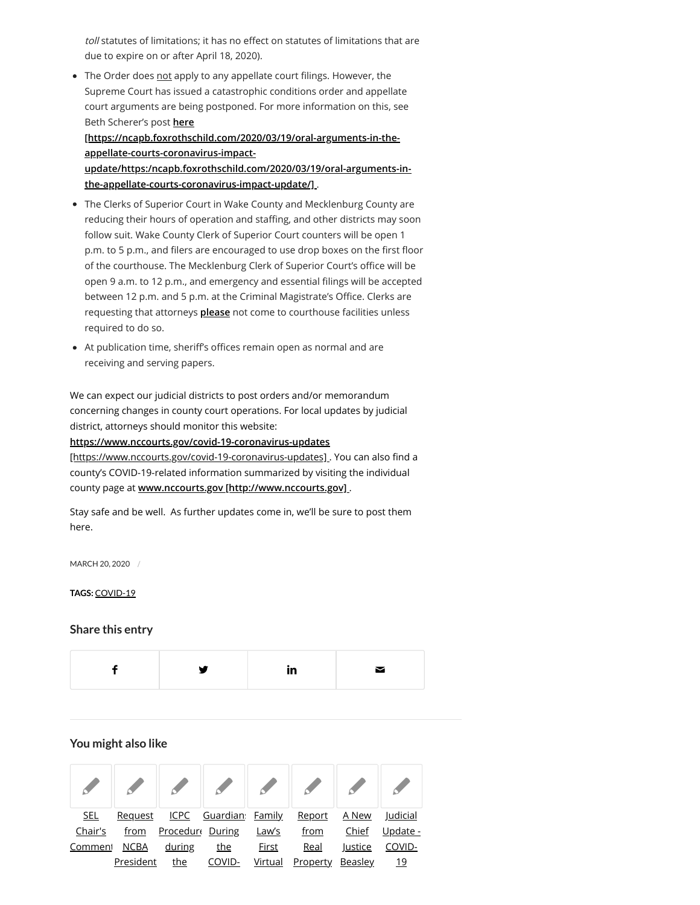*toll* statutes of limitations; it has no effect on statutes of limitations that are due to expire on or after April 18, 2020).

- The Order does <u>not</u> apply to any appellate court filings. However, the Supreme Court has issued a catastrophic conditions order and appellate court arguments are being postponed. For more information on this, see Beth Scherer's post **[here [https://ncapb.foxrothschild.com/2020/03/19/oral-arguments-in-the-appellate-courts-coronavirus-impact-update/https:/ncapb.foxrothschild.com/2020/03/19/oral-arguments-in-the-appellate-courts-coronavirus-impact-update/]](https://ncapb.foxrothschild.com/2020/03/19/oral-arguments-in-the-appellate-courts-coronavirus-impact-update/)**.
- The Clerks of Superior Court in Wake County and Mecklenburg County are reducing their hours of operation and staffing, and other districts may soon follow suit. Wake County Clerk of Superior Court counters will be open 1 p.m. to 5 p.m., and filers are encouraged to use drop boxes on the first floor of the courthouse. The Mecklenburg Clerk of Superior Court's office will be open 9 a.m. to 12 p.m., and emergency and essential filings will be accepted between 12 p.m. and 5 p.m. at the Criminal Magistrate's Office. Clerks are requesting that attorneys **please** not come to courthouse facilities unless required to do so.
- At publication time, sheriff's offices remain open as normal and are receiving and serving papers.

We can expect our judicial districts to post orders and/or memorandum concerning changes in county court operations. For local updates by judicial district, attorneys should monitor this website: **[https://www.nccourts.gov/covid-19-coronavirus-updates](https://www.nccourts.gov/covid-19-coronavirus-updates)** [https://www.nccourts.gov/covid-19-coronavirus-updates] . You can also find a county's COVID-19-related information summarized by visiting the individual county page at **[www.nccourts.gov [http://www.nccourts.gov]](http://www.nccourts.gov)** .

Stay safe and be well. As further updates come in, we'll be sure to post them here.

MARCH 20, 2020 /

**TAGS:** COVID-19

## Share this entry

## You might also like

- SEL Chair's Comment
- Request from NCBA President
- ICPC Procedure during the
- Guardians During the COVID-
- Family Law's First Virtual
- Report from Real Property
- A New Chief Justice Beasley
- Judicial Update - COVID-19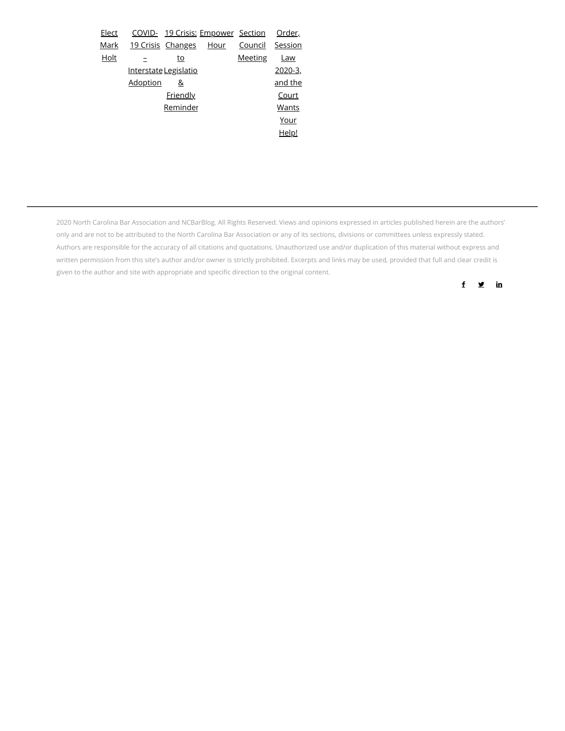Elect Mark Holt

COVID-19 Crisis – Interstate Adoption

19 Crisis: Changes to Legislatio & Friendly Reminder

Empower Hour

Section Council Meeting

Order, Session Law 2020-3, and the Court Wants Your Help!

---

2020 North Carolina Bar Association and NCBarBlog. All Rights Reserved. Views and opinions expressed in articles published herein are the authors' only and are not to be attributed to the North Carolina Bar Association or any of its sections, divisions or committees unless expressly stated. Authors are responsible for the accuracy of all citations and quotations. Unauthorized use and/or duplication of this material without express and written permission from this site's author and/or owner is strictly prohibited. Excerpts and links may be used, provided that full and clear credit is given to the author and site with appropriate and specific direction to the original content.